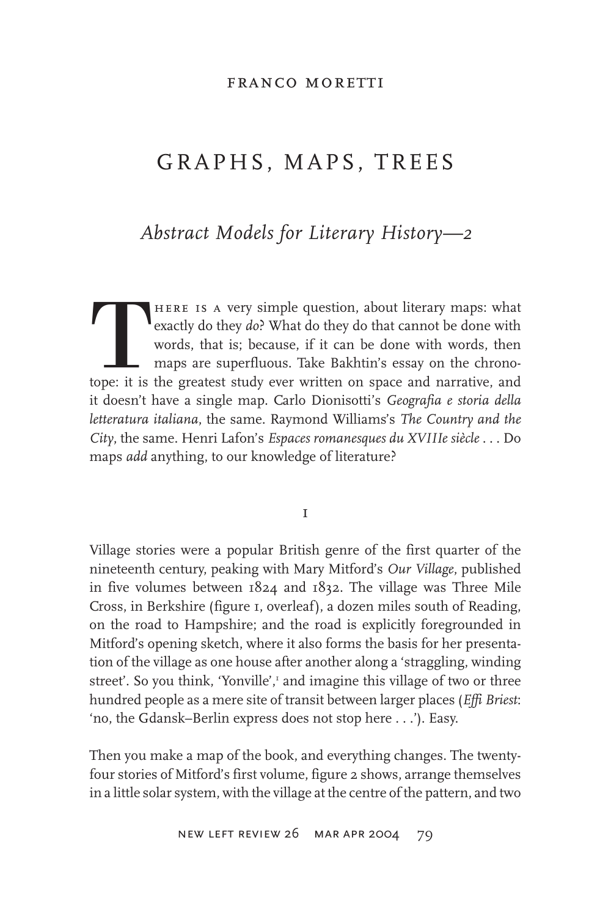FRANCO MORETTI

# GRAPHS, MAPS, TREES

## *Abstract Models for Literary History—2*

There is a very simple question, about literary maps: what exactly do they *do*? What do they do that cannot be done with words, that is; because, if it can be done with words, then maps are superfluous. Take Bakhtin's essay on the chronotope: it is the greatest study ever written on space and narrative, and it doesn't have a single map. Carlo Dionisotti's *Geografia e storia della letteratura italiana*, the same. Raymond Williams's *The Country and the City*, the same. Henri Lafon's *Espaces romanesques du XVIIIe siècle* . . . Do maps *add* anything, to our knowledge of literature?

### I

Village stories were a popular British genre of the first quarter of the nineteenth century, peaking with Mary Mitford's *Our Village*, published in five volumes between 1824 and 1832. The village was Three Mile Cross, in Berkshire (figure 1, overleaf), a dozen miles south of Reading, on the road to Hampshire; and the road is explicitly foregrounded in Mitford's opening sketch, where it also forms the basis for her presentation of the village as one house after another along a 'straggling, winding street'. So you think, 'Yonville',[1] and imagine this village of two or three hundred people as a mere site of transit between larger places (*Effi Briest*: 'no, the Gdansk–Berlin express does not stop here . . .'). Easy.

Then you make a map of the book, and everything changes. The twenty-four stories of Mitford's first volume, figure 2 shows, arrange themselves in a little solar system, with the village at the centre of the pattern, and two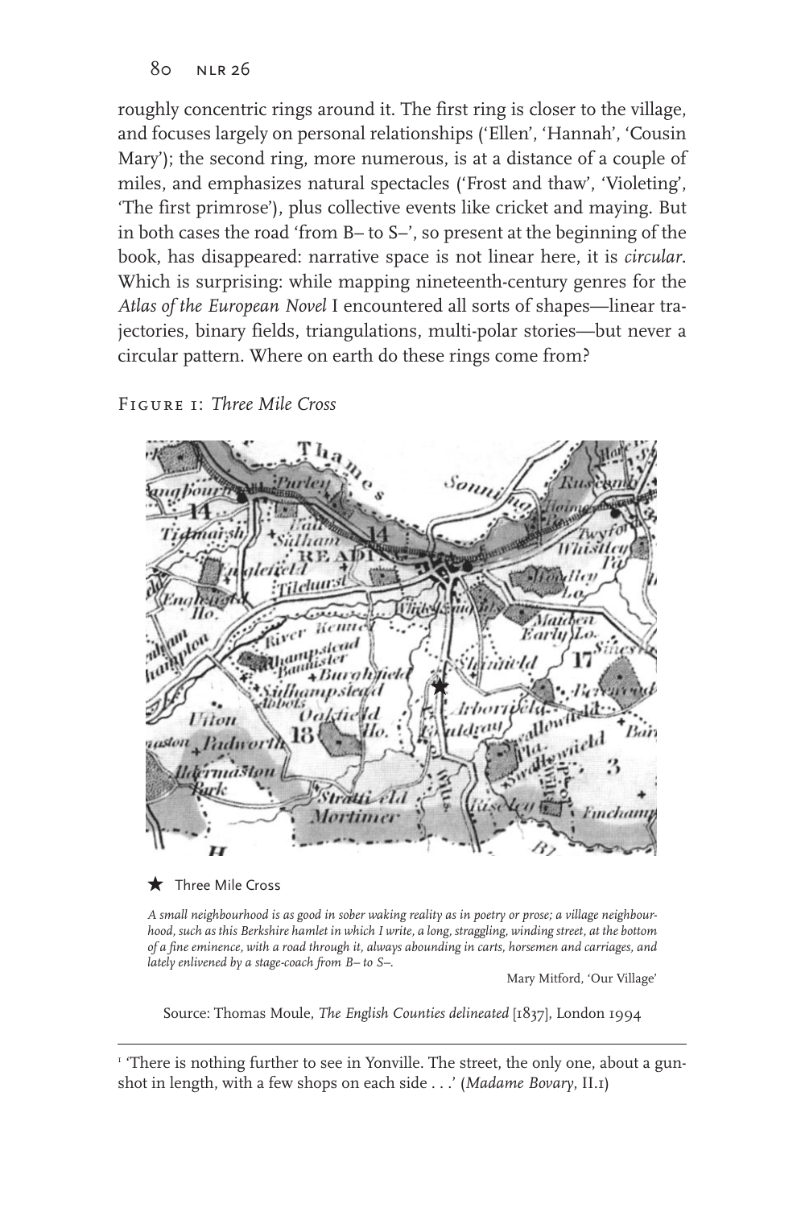roughly concentric rings around it. The first ring is closer to the village, and focuses largely on personal relationships ('Ellen', 'Hannah', 'Cousin Mary'); the second ring, more numerous, is at a distance of a couple of miles, and emphasizes natural spectacles ('Frost and thaw', 'Violeting', 'The first primrose'), plus collective events like cricket and maying. But in both cases the road 'from B– to S–', so present at the beginning of the book, has disappeared: narrative space is not linear here, it is *circular*. Which is surprising: while mapping nineteenth-century genres for the *Atlas of the European Novel* I encountered all sorts of shapes—linear trajectories, binary fields, triangulations, multi-polar stories—but never a circular pattern. Where on earth do these rings come from?

Figure 1: *Three Mile Cross*

★ Three Mile Cross

*A small neighbourhood is as good in sober waking reality as in poetry or prose; a village neighbourhood, such as this Berkshire hamlet in which I write, a long, straggling, winding street, at the bottom of a fine eminence, with a road through it, always abounding in carts, horsemen and carriages, and lately enlivened by a stage-coach from B– to S–.*

Mary Mitford, 'Our Village'

Source: Thomas Moule, *The English Counties delineated* [1837], London 1994

[1] 'There is nothing further to see in Yonville. The street, the only one, about a gunshot in length, with a few shops on each side . . .' (*Madame Bovary*, II.1)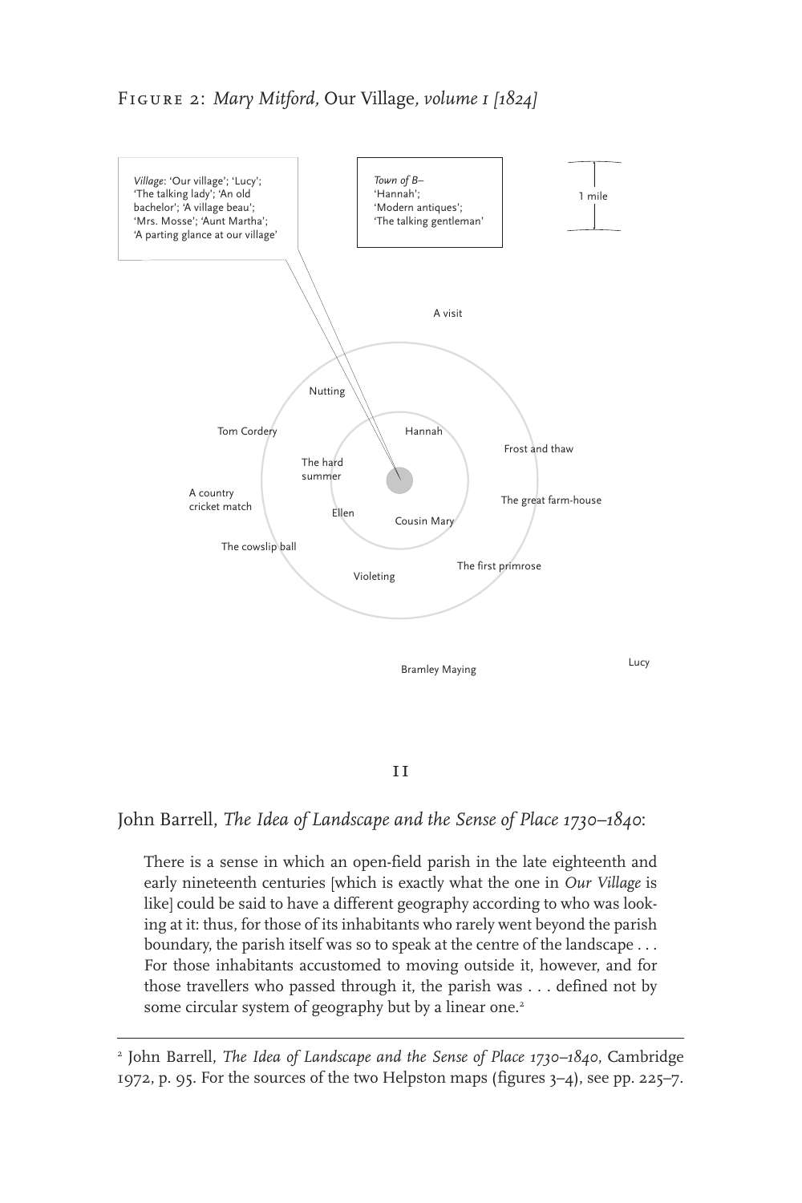Figure 2: *Mary Mitford,* Our Village*, volume 1 [1824]*

*Village*: 'Our village'; 'Lucy'; 'The talking lady'; 'An old bachelor'; 'A village beau'; 'Mrs. Mosse'; 'Aunt Martha'; 'A parting glance at our village'

*Town of B–* 'Hannah'; 'Modern antiques'; 'The talking gentleman'

1 mile

A visit

Nutting

Tom Cordery

Hannah

Frost and thaw

The hard summer

A country cricket match

Ellen

Cousin Mary

The great farm-house

The cowslip ball

The first primrose

Violeting

Bramley Maying

Lucy

## II

John Barrell, *The Idea of Landscape and the Sense of Place 1730–1840*:

> There is a sense in which an open-field parish in the late eighteenth and early nineteenth centuries [which is exactly what the one in *Our Village* is like] could be said to have a different geography according to who was looking at it: thus, for those of its inhabitants who rarely went beyond the parish boundary, the parish itself was so to speak at the centre of the landscape . . . For those inhabitants accustomed to moving outside it, however, and for those travellers who passed through it, the parish was . . . defined not by some circular system of geography but by a linear one.[2]

---

[2] John Barrell, *The Idea of Landscape and the Sense of Place 1730–1840*, Cambridge 1972, p. 95. For the sources of the two Helpston maps (figures 3–4), see pp. 225–7.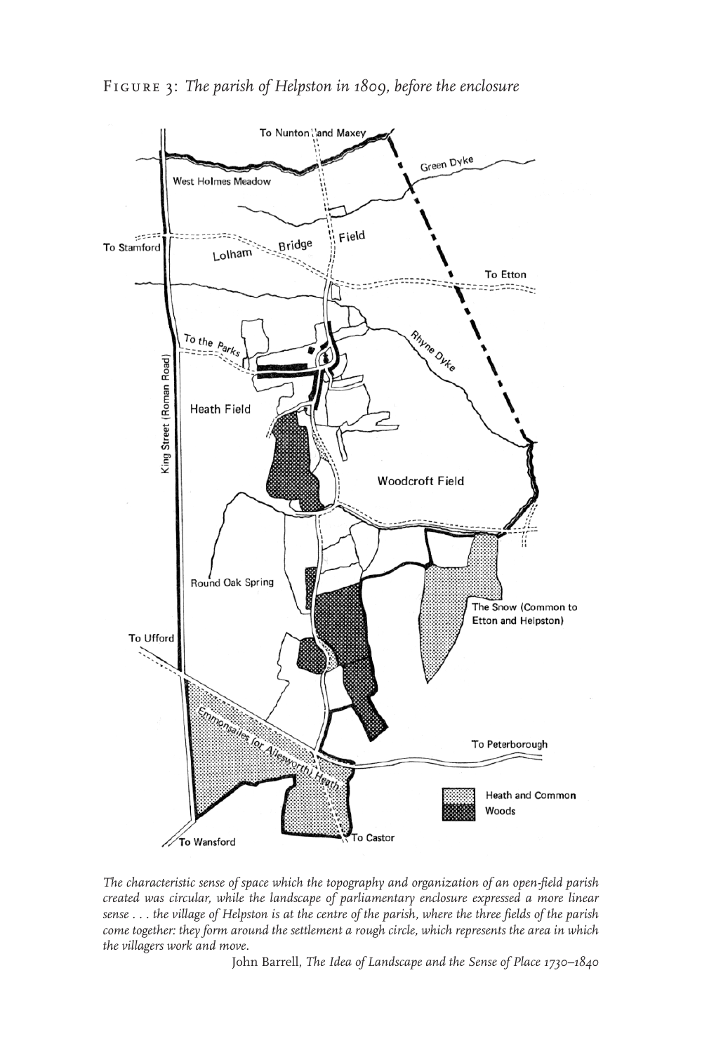FIGURE 3: *The parish of Helpston in 1809, before the enclosure*

*The characteristic sense of space which the topography and organization of an open-field parish created was circular, while the landscape of parliamentary enclosure expressed a more linear sense . . . the village of Helpston is at the centre of the parish, where the three fields of the parish come together: they form around the settlement a rough circle, which represents the area in which the villagers work and move.*

John Barrell, *The Idea of Landscape and the Sense of Place 1730–1840*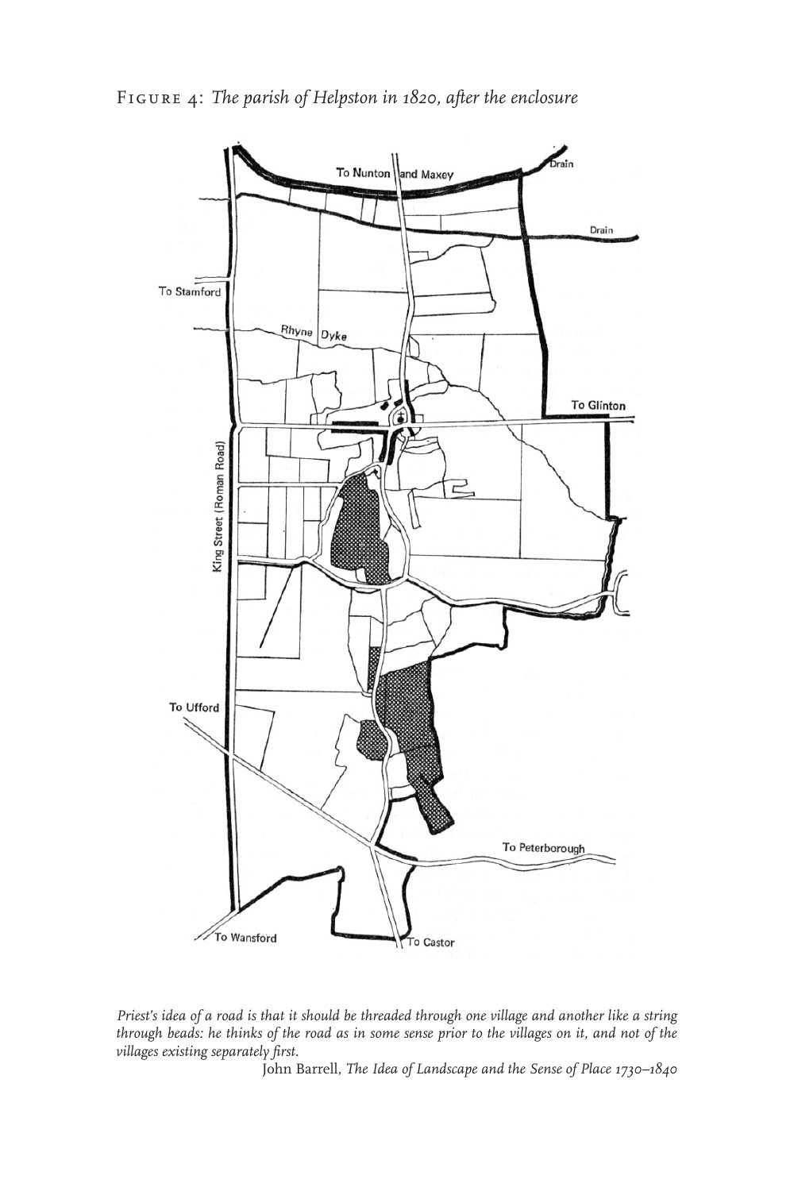Figure 4: *The parish of Helpston in 1820, after the enclosure*

To Nunton and Maxey

Drain

Drain

To Stamford

Rhyne Dyke

To Glinton

King Street (Roman Road)

To Ufford

To Peterborough

To Wansford

To Castor

*Priest's idea of a road is that it should be threaded through one village and another like a string through beads: he thinks of the road as in some sense prior to the villages on it, and not of the villages existing separately first.*

John Barrell, *The Idea of Landscape and the Sense of Place 1730–1840*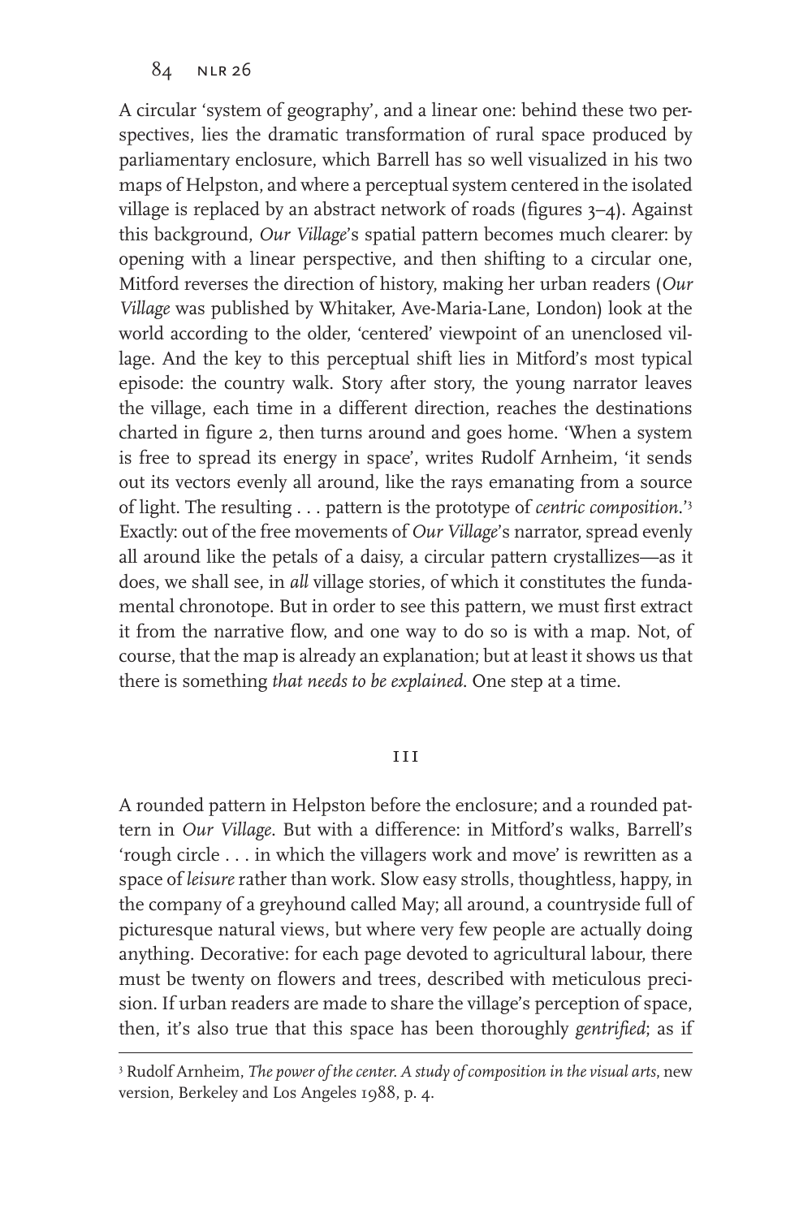A circular 'system of geography', and a linear one: behind these two perspectives, lies the dramatic transformation of rural space produced by parliamentary enclosure, which Barrell has so well visualized in his two maps of Helpston, and where a perceptual system centered in the isolated village is replaced by an abstract network of roads (figures 3–4). Against this background, *Our Village*'s spatial pattern becomes much clearer: by opening with a linear perspective, and then shifting to a circular one, Mitford reverses the direction of history, making her urban readers (*Our Village* was published by Whitaker, Ave-Maria-Lane, London) look at the world according to the older, 'centered' viewpoint of an unenclosed village. And the key to this perceptual shift lies in Mitford's most typical episode: the country walk. Story after story, the young narrator leaves the village, each time in a different direction, reaches the destinations charted in figure 2, then turns around and goes home. 'When a system is free to spread its energy in space', writes Rudolf Arnheim, 'it sends out its vectors evenly all around, like the rays emanating from a source of light. The resulting . . . pattern is the prototype of *centric composition*.'[3] Exactly: out of the free movements of *Our Village*'s narrator, spread evenly all around like the petals of a daisy, a circular pattern crystallizes—as it does, we shall see, in *all* village stories, of which it constitutes the fundamental chronotope. But in order to see this pattern, we must first extract it from the narrative flow, and one way to do so is with a map. Not, of course, that the map is already an explanation; but at least it shows us that there is something *that needs to be explained*. One step at a time.

## III

A rounded pattern in Helpston before the enclosure; and a rounded pattern in *Our Village*. But with a difference: in Mitford's walks, Barrell's 'rough circle . . . in which the villagers work and move' is rewritten as a space of *leisure* rather than work. Slow easy strolls, thoughtless, happy, in the company of a greyhound called May; all around, a countryside full of picturesque natural views, but where very few people are actually doing anything. Decorative: for each page devoted to agricultural labour, there must be twenty on flowers and trees, described with meticulous precision. If urban readers are made to share the village's perception of space, then, it's also true that this space has been thoroughly *gentrified*; as if

[3] Rudolf Arnheim, *The power of the center. A study of composition in the visual arts*, new version, Berkeley and Los Angeles 1988, p. 4.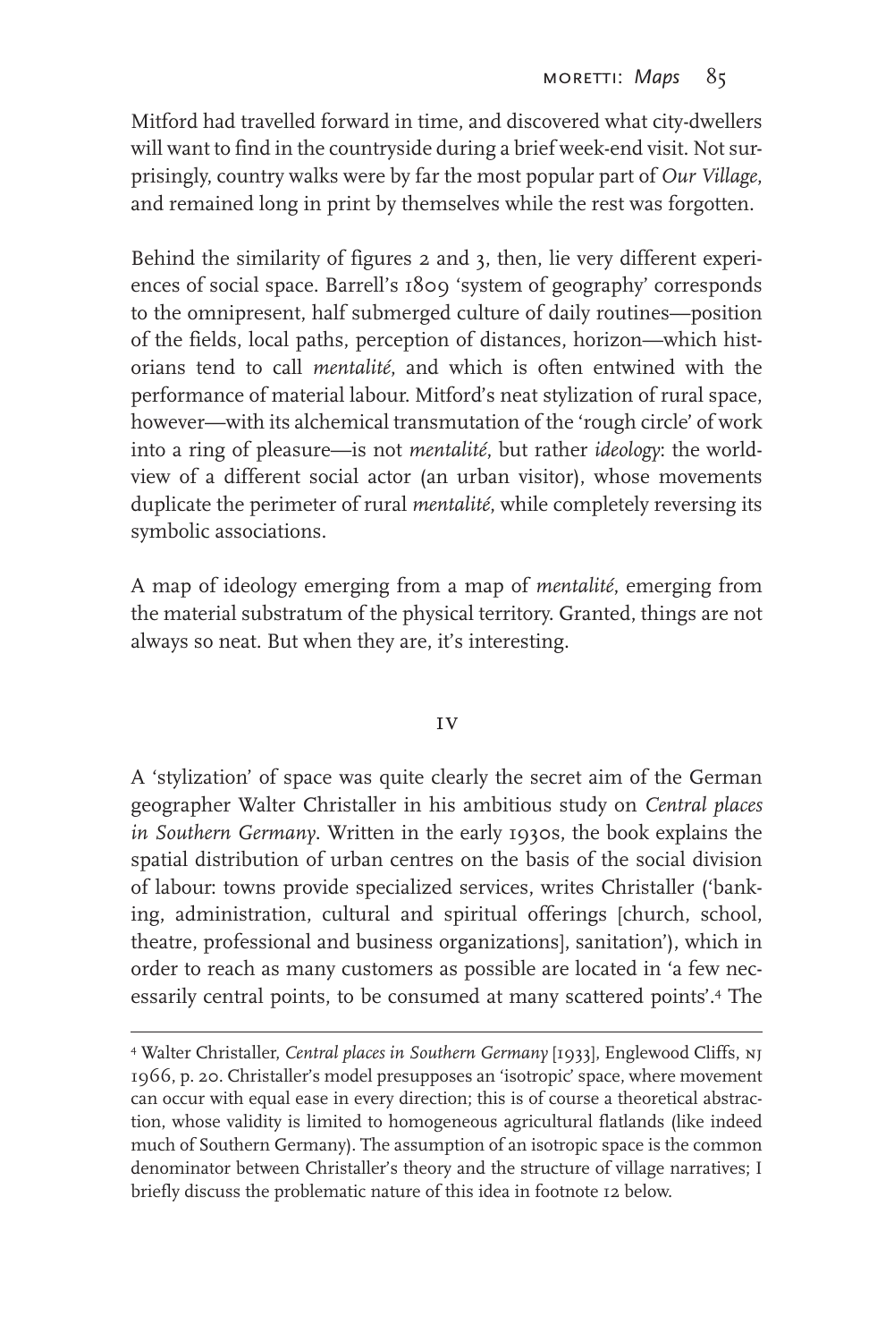Mitford had travelled forward in time, and discovered what city-dwellers will want to find in the countryside during a brief week-end visit. Not surprisingly, country walks were by far the most popular part of *Our Village*, and remained long in print by themselves while the rest was forgotten.

Behind the similarity of figures 2 and 3, then, lie very different experiences of social space. Barrell's 1809 'system of geography' corresponds to the omnipresent, half submerged culture of daily routines—position of the fields, local paths, perception of distances, horizon—which historians tend to call *mentalité*, and which is often entwined with the performance of material labour. Mitford's neat stylization of rural space, however—with its alchemical transmutation of the 'rough circle' of work into a ring of pleasure—is not *mentalité*, but rather *ideology*: the world-view of a different social actor (an urban visitor), whose movements duplicate the perimeter of rural *mentalité*, while completely reversing its symbolic associations.

A map of ideology emerging from a map of *mentalité*, emerging from the material substratum of the physical territory. Granted, things are not always so neat. But when they are, it's interesting.

## IV

A 'stylization' of space was quite clearly the secret aim of the German geographer Walter Christaller in his ambitious study on *Central places in Southern Germany*. Written in the early 1930s, the book explains the spatial distribution of urban centres on the basis of the social division of labour: towns provide specialized services, writes Christaller ('banking, administration, cultural and spiritual offerings [church, school, theatre, professional and business organizations], sanitation'), which in order to reach as many customers as possible are located in 'a few necessarily central points, to be consumed at many scattered points'.[4] The

---

[4] Walter Christaller, *Central places in Southern Germany* [1933], Englewood Cliffs, NJ 1966, p. 20. Christaller's model presupposes an 'isotropic' space, where movement can occur with equal ease in every direction; this is of course a theoretical abstraction, whose validity is limited to homogeneous agricultural flatlands (like indeed much of Southern Germany). The assumption of an isotropic space is the common denominator between Christaller's theory and the structure of village narratives; I briefly discuss the problematic nature of this idea in footnote 12 below.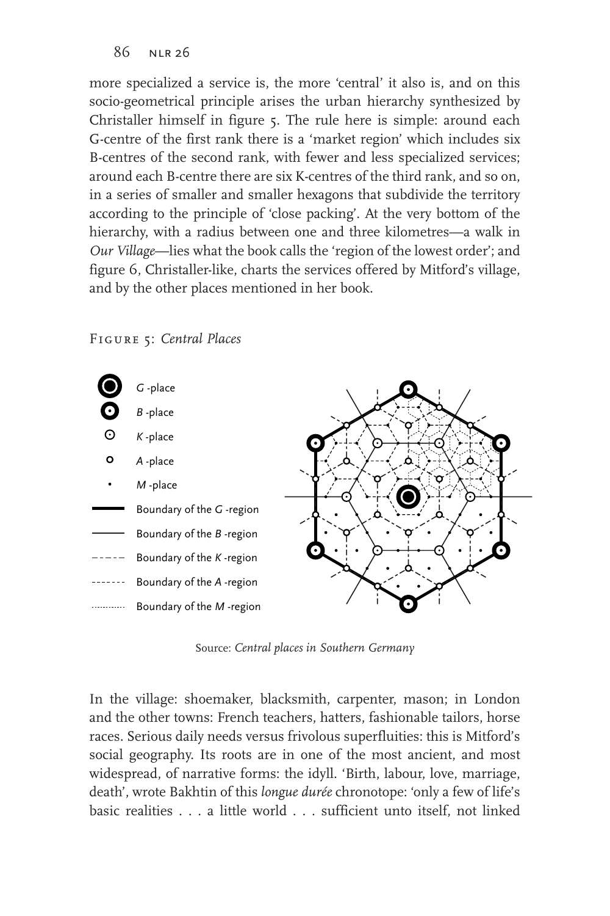more specialized a service is, the more 'central' it also is, and on this socio-geometrical principle arises the urban hierarchy synthesized by Christaller himself in figure 5. The rule here is simple: around each G-centre of the first rank there is a 'market region' which includes six B-centres of the second rank, with fewer and less specialized services; around each B-centre there are six K-centres of the third rank, and so on, in a series of smaller and smaller hexagons that subdivide the territory according to the principle of 'close packing'. At the very bottom of the hierarchy, with a radius between one and three kilometres—a walk in *Our Village*—lies what the book calls the 'region of the lowest order'; and figure 6, Christaller-like, charts the services offered by Mitford's village, and by the other places mentioned in her book.

Figure 5: *Central Places*

- *G*-place
- *B*-place
- *K*-place
- *A*-place
- *M*-place
- Boundary of the *G*-region
- Boundary of the *B*-region
- Boundary of the *K*-region
- Boundary of the *A*-region
- Boundary of the *M*-region

Source: *Central places in Southern Germany*

In the village: shoemaker, blacksmith, carpenter, mason; in London and the other towns: French teachers, hatters, fashionable tailors, horse races. Serious daily needs versus frivolous superfluities: this is Mitford's social geography. Its roots are in one of the most ancient, and most widespread, of narrative forms: the idyll. 'Birth, labour, love, marriage, death', wrote Bakhtin of this *longue durée* chronotope: 'only a few of life's basic realities . . . a little world . . . sufficient unto itself, not linked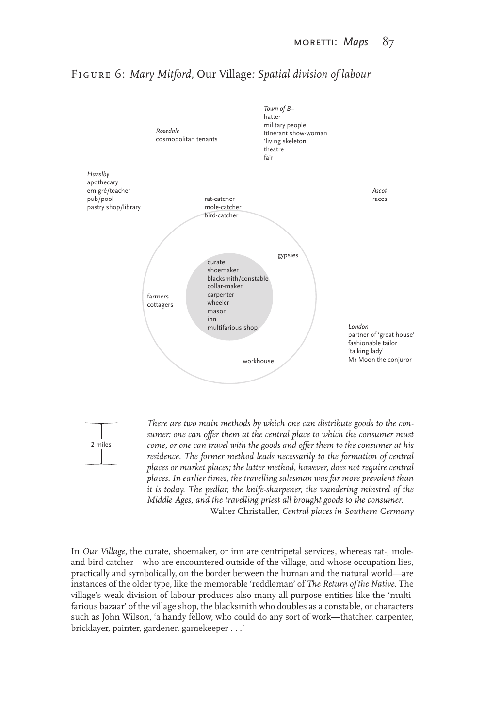Figure 6: *Mary Mitford,* Our Village*: Spatial division of labour*

*Town of B–*
hatter
military people
itinerant show-woman
'living skeleton'
theatre
fair

*Rosedale*
cosmopolitan tenants

*Hazelby*
apothecary
emigré/teacher
pub/pool
pastry shop/library

rat-catcher
mole-catcher
bird-catcher

*Ascot*
races

gypsies

curate
shoemaker
blacksmith/constable
collar-maker
carpenter
wheeler
mason
inn
multifarious shop

farmers
cottagers

*London*
partner of 'great house'
fashionable tailor
'talking lady'
Mr Moon the conjuror

workhouse

2 miles

> *There are two main methods by which one can distribute goods to the consumer: one can offer them at the central place to which the consumer must come, or one can travel with the goods and offer them to the consumer at his residence. The former method leads necessarily to the formation of central places or market places; the latter method, however, does not require central places. In earlier times, the travelling salesman was far more prevalent than it is today. The pedlar, the knife-sharpener, the wandering minstrel of the Middle Ages, and the travelling priest all brought goods to the consumer.*
>
> Walter Christaller, *Central places in Southern Germany*

In *Our Village*, the curate, shoemaker, or inn are centripetal services, whereas rat-, mole- and bird-catcher—who are encountered outside of the village, and whose occupation lies, practically and symbolically, on the border between the human and the natural world—are instances of the older type, like the memorable 'reddleman' of *The Return of the Native*. The village's weak division of labour produces also many all-purpose entities like the 'multifarious bazaar' of the village shop, the blacksmith who doubles as a constable, or characters such as John Wilson, 'a handy fellow, who could do any sort of work—thatcher, carpenter, bricklayer, painter, gardener, gamekeeper . . .'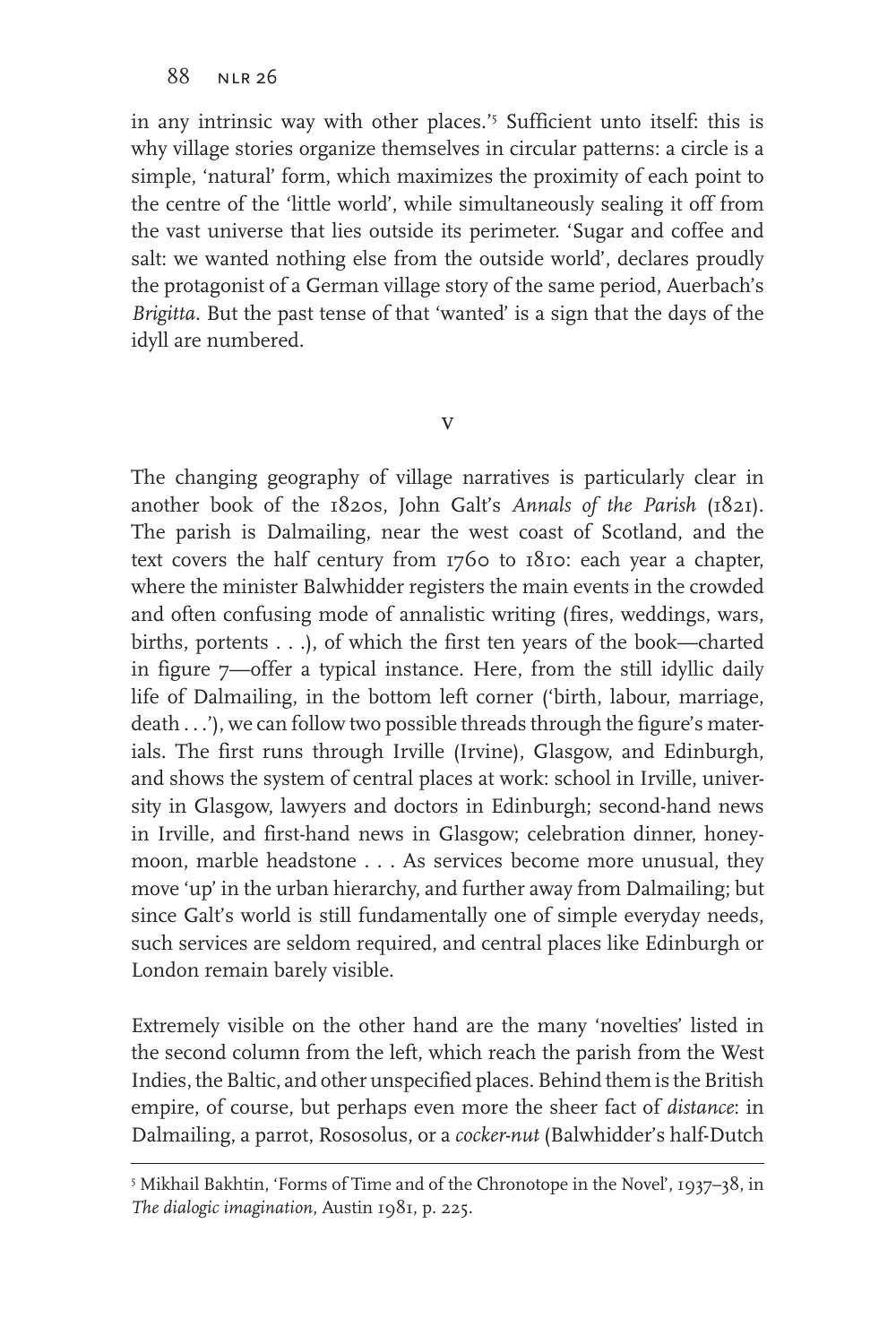in any intrinsic way with other places.'[5] Sufficient unto itself: this is why village stories organize themselves in circular patterns: a circle is a simple, 'natural' form, which maximizes the proximity of each point to the centre of the 'little world', while simultaneously sealing it off from the vast universe that lies outside its perimeter. 'Sugar and coffee and salt: we wanted nothing else from the outside world', declares proudly the protagonist of a German village story of the same period, Auerbach's *Brigitta*. But the past tense of that 'wanted' is a sign that the days of the idyll are numbered.

## v

The changing geography of village narratives is particularly clear in another book of the 1820s, John Galt's *Annals of the Parish* (1821). The parish is Dalmailing, near the west coast of Scotland, and the text covers the half century from 1760 to 1810: each year a chapter, where the minister Balwhidder registers the main events in the crowded and often confusing mode of annalistic writing (fires, weddings, wars, births, portents . . .), of which the first ten years of the book—charted in figure 7—offer a typical instance. Here, from the still idyllic daily life of Dalmailing, in the bottom left corner ('birth, labour, marriage, death . . .'), we can follow two possible threads through the figure's materials. The first runs through Irville (Irvine), Glasgow, and Edinburgh, and shows the system of central places at work: school in Irville, university in Glasgow, lawyers and doctors in Edinburgh; second-hand news in Irville, and first-hand news in Glasgow; celebration dinner, honeymoon, marble headstone . . . As services become more unusual, they move 'up' in the urban hierarchy, and further away from Dalmailing; but since Galt's world is still fundamentally one of simple everyday needs, such services are seldom required, and central places like Edinburgh or London remain barely visible.

Extremely visible on the other hand are the many 'novelties' listed in the second column from the left, which reach the parish from the West Indies, the Baltic, and other unspecified places. Behind them is the British empire, of course, but perhaps even more the sheer fact of *distance*: in Dalmailing, a parrot, Rososolus, or a *cocker-nut* (Balwhidder's half-Dutch

---

[5] Mikhail Bakhtin, 'Forms of Time and of the Chronotope in the Novel', 1937–38, in *The dialogic imagination*, Austin 1981, p. 225.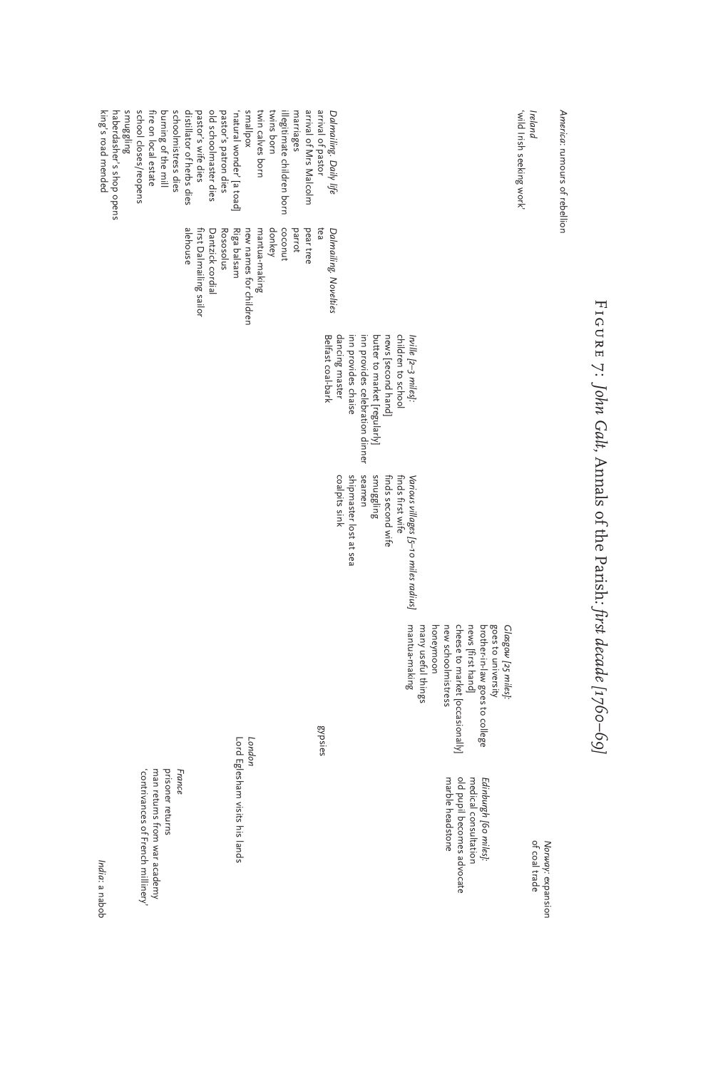# Figure 7: *John Galt*, Annals of the Parish: *first decade [1760–69]*

*America*: rumours of rebellion

*Ireland*
'wild Irish seeking work'

*Dalmailing. Daily life*
arrival of pastor
arrival of Mrs Malcolm
marriages
illegitimate children born
twins born
twin calves born
smallpox
'natural wonder' [a toad]
pastor's patron dies
old schoolmaster dies
pastor's wife dies
distillator of herbs dies
schoolmistress dies
burning of the mill
fire on local estate
school closes/reopens
smuggling
haberdasher's shop opens
king's road mended

*Dalmailing. Novelties*
tea
pear tree
parrot
coconut
donkey
mantua-making
new names for children
Riga balsam
Rososolus
Dantzick cordial
first Dalmailing sailor
alehouse

*Irville [2–3 miles]*:
children to school
news [second hand]
butter to market [regularly]
inn provides celebration dinner
inn provides chaise
dancing master
Belfast coal-bark

*Various villages [5–10 miles radius]*
finds first wife
finds second wife
smuggling
seamen
shipmaster lost at sea
coalpits sink

*Glasgow [25 miles]*:
goes to university
brother-in-law goes to college
news [first hand]
cheese to market [occasionally]
new schoolmistress
honeymoon
many useful things
mantua-making

gypsies

*London*
Lord Eglesham visits his lands

*Edinburgh [60 miles]*:
medical consultation
old pupil becomes advocate
marble headstone

*Norway*: expansion of coal trade

*France*
prisoner returns
man returns from war academy
'contrivances of French millinery'

*India*: a nabob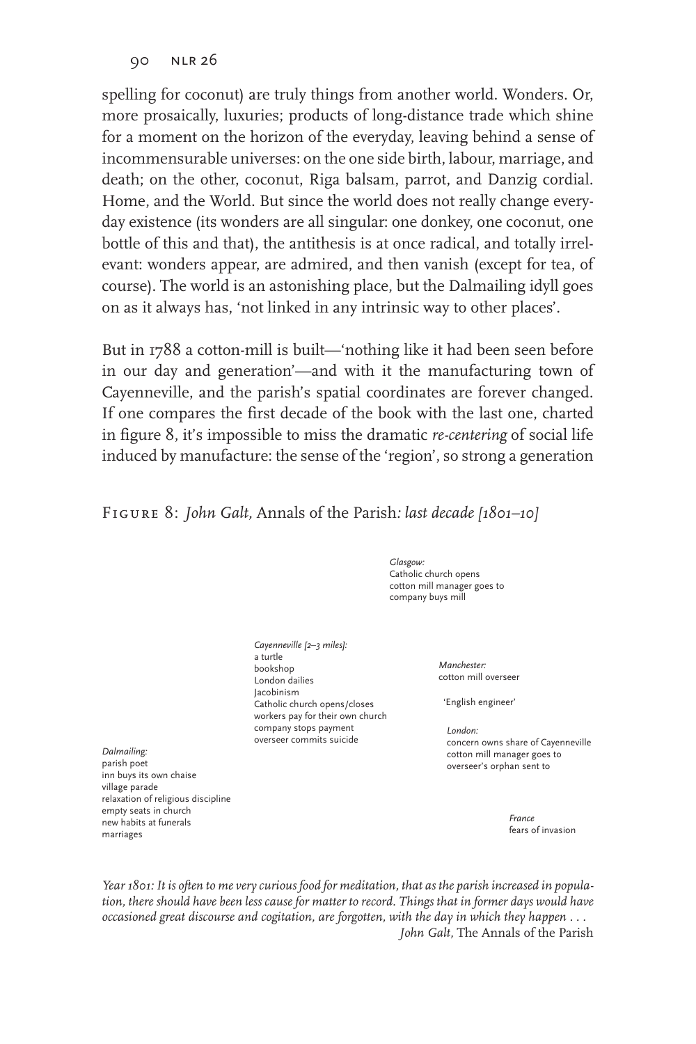spelling for coconut) are truly things from another world. Wonders. Or, more prosaically, luxuries; products of long-distance trade which shine for a moment on the horizon of the everyday, leaving behind a sense of incommensurable universes: on the one side birth, labour, marriage, and death; on the other, coconut, Riga balsam, parrot, and Danzig cordial. Home, and the World. But since the world does not really change everyday existence (its wonders are all singular: one donkey, one coconut, one bottle of this and that), the antithesis is at once radical, and totally irrelevant: wonders appear, are admired, and then vanish (except for tea, of course). The world is an astonishing place, but the Dalmailing idyll goes on as it always has, 'not linked in any intrinsic way to other places'.

But in 1788 a cotton-mill is built—'nothing like it had been seen before in our day and generation'—and with it the manufacturing town of Cayenneville, and the parish's spatial coordinates are forever changed. If one compares the first decade of the book with the last one, charted in figure 8, it's impossible to miss the dramatic *re-centering* of social life induced by manufacture: the sense of the 'region', so strong a generation

Figure 8: *John Galt,* Annals of the Parish*: last decade [1801–10]*

*Glasgow:*
Catholic church opens
cotton mill manager goes to
company buys mill

*Cayenneville [2–3 miles]:*
a turtle
bookshop
London dailies
Jacobinism
Catholic church opens/closes
workers pay for their own church
company stops payment
overseer commits suicide

*Manchester:*
cotton mill overseer

'English engineer'

*London:*
concern owns share of Cayenneville
cotton mill manager goes to
overseer's orphan sent to

*Dalmailing:*
parish poet
inn buys its own chaise
village parade
relaxation of religious discipline
empty seats in church
new habits at funerals
marriages

*France*
fears of invasion

*Year 1801: It is often to me very curious food for meditation, that as the parish increased in population, there should have been less cause for matter to record. Things that in former days would have occasioned great discourse and cogitation, are forgotten, with the day in which they happen . . .*
*John Galt,* The Annals of the Parish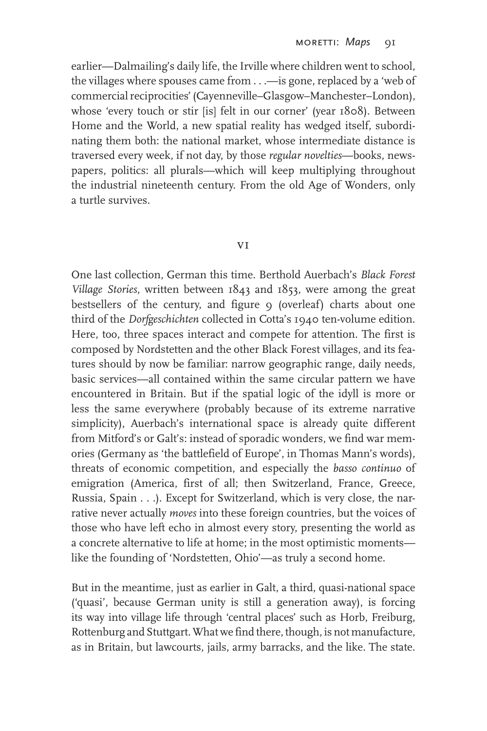earlier—Dalmailing's daily life, the Irville where children went to school, the villages where spouses came from . . .—is gone, replaced by a 'web of commercial reciprocities' (Cayenneville–Glasgow–Manchester–London), whose 'every touch or stir [is] felt in our corner' (year 1808). Between Home and the World, a new spatial reality has wedged itself, subordinating them both: the national market, whose intermediate distance is traversed every week, if not day, by those *regular novelties*—books, newspapers, politics: all plurals—which will keep multiplying throughout the industrial nineteenth century. From the old Age of Wonders, only a turtle survives.

## VI

One last collection, German this time. Berthold Auerbach's *Black Forest Village Stories*, written between 1843 and 1853, were among the great bestsellers of the century, and figure 9 (overleaf) charts about one third of the *Dorfgeschichten* collected in Cotta's 1940 ten-volume edition. Here, too, three spaces interact and compete for attention. The first is composed by Nordstetten and the other Black Forest villages, and its features should by now be familiar: narrow geographic range, daily needs, basic services—all contained within the same circular pattern we have encountered in Britain. But if the spatial logic of the idyll is more or less the same everywhere (probably because of its extreme narrative simplicity), Auerbach's international space is already quite different from Mitford's or Galt's: instead of sporadic wonders, we find war memories (Germany as 'the battlefield of Europe', in Thomas Mann's words), threats of economic competition, and especially the *basso continuo* of emigration (America, first of all; then Switzerland, France, Greece, Russia, Spain . . .). Except for Switzerland, which is very close, the narrative never actually *moves* into these foreign countries, but the voices of those who have left echo in almost every story, presenting the world as a concrete alternative to life at home; in the most optimistic moments—like the founding of 'Nordstetten, Ohio'—as truly a second home.

But in the meantime, just as earlier in Galt, a third, quasi-national space ('quasi', because German unity is still a generation away), is forcing its way into village life through 'central places' such as Horb, Freiburg, Rottenburg and Stuttgart. What we find there, though, is not manufacture, as in Britain, but lawcourts, jails, army barracks, and the like. The state.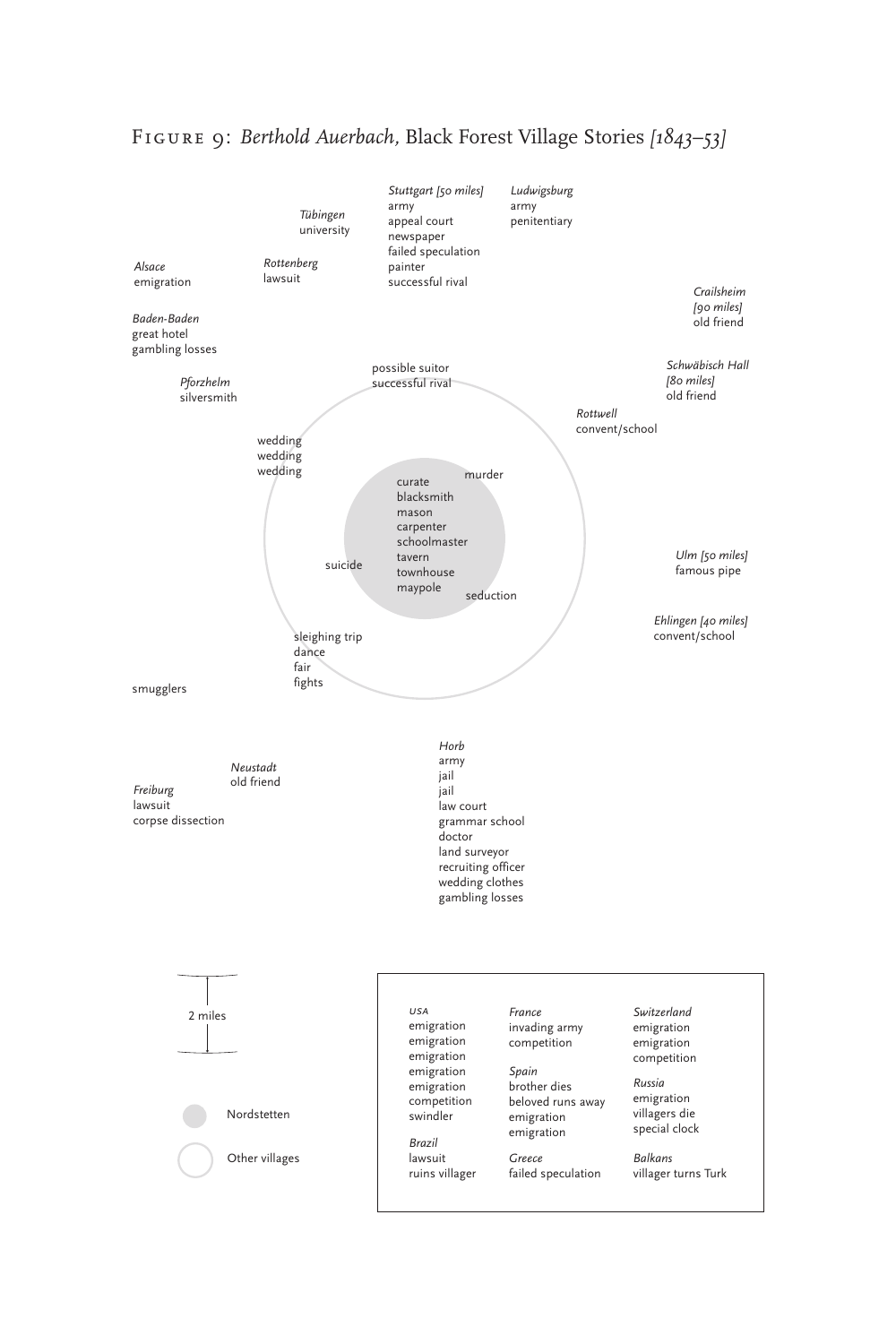# Figure 9: *Berthold Auerbach,* Black Forest Village Stories *[1843–53]*

*Stuttgart [50 miles]*
army
appeal court
newspaper
failed speculation
painter
successful rival

*Ludwigsburg*
army
penitentiary

*Tübingen*
university

*Rottenberg*
lawsuit

*Alsace*
emigration

*Crailsheim [90 miles]*
old friend

*Baden-Baden*
great hotel
gambling losses

*Schwäbisch Hall [80 miles]*
old friend

*Pforzhelm*
silversmith

possible suitor
successful rival

*Rottwell*
convent/school

wedding
wedding
wedding

murder

curate
blacksmith
mason
carpenter
schoolmaster
tavern
townhouse
maypole

suicide

seduction

*Ulm [50 miles]*
famous pipe

*Ehlingen [40 miles]*
convent/school

sleighing trip
dance
fair
fights

smugglers

*Horb*
army
jail
jail
law court
grammar school
doctor
land surveyor
recruiting officer
wedding clothes
gambling losses

*Neustadt*
old friend

*Freiburg*
lawsuit
corpse dissection

2 miles

Nordstetten

Other villages

*USA*
emigration
emigration
emigration
emigration
emigration
competition
swindler

*Brazil*
lawsuit
ruins villager

*France*
invading army
competition

*Spain*
brother dies
beloved runs away
emigration
emigration

*Greece*
failed speculation

*Switzerland*
emigration
emigration
competition

*Russia*
emigration
villagers die
special clock

*Balkans*
villager turns Turk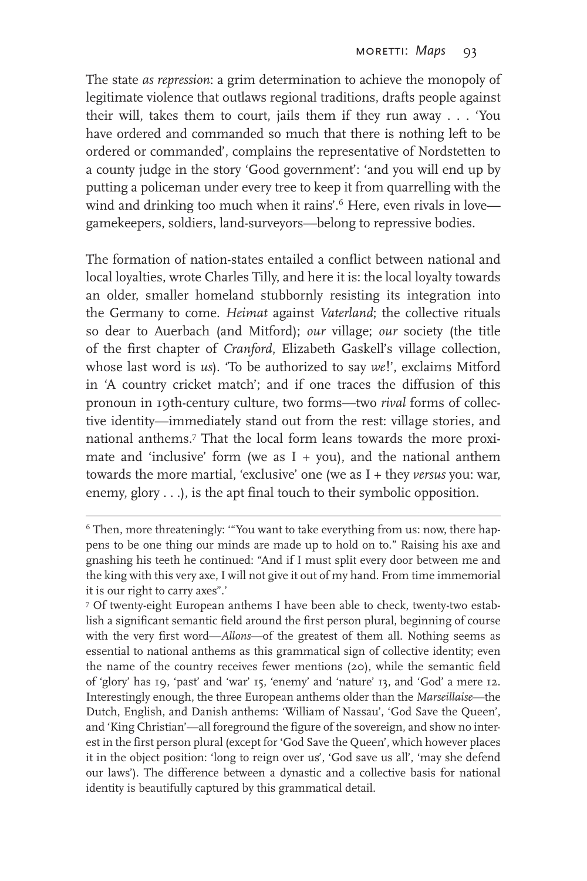The state *as repression*: a grim determination to achieve the monopoly of legitimate violence that outlaws regional traditions, drafts people against their will, takes them to court, jails them if they run away . . . 'You have ordered and commanded so much that there is nothing left to be ordered or commanded', complains the representative of Nordstetten to a county judge in the story 'Good government': 'and you will end up by putting a policeman under every tree to keep it from quarrelling with the wind and drinking too much when it rains'.[6] Here, even rivals in love—gamekeepers, soldiers, land-surveyors—belong to repressive bodies.

The formation of nation-states entailed a conflict between national and local loyalties, wrote Charles Tilly, and here it is: the local loyalty towards an older, smaller homeland stubbornly resisting its integration into the Germany to come. *Heimat* against *Vaterland*; the collective rituals so dear to Auerbach (and Mitford); *our* village; *our* society (the title of the first chapter of *Cranford*, Elizabeth Gaskell's village collection, whose last word is *us*). 'To be authorized to say *we*!', exclaims Mitford in 'A country cricket match'; and if one traces the diffusion of this pronoun in 19th-century culture, two forms—two *rival* forms of collective identity—immediately stand out from the rest: village stories, and national anthems.[7] That the local form leans towards the more proximate and 'inclusive' form (we as I + you), and the national anthem towards the more martial, 'exclusive' one (we as I + they *versus* you: war, enemy, glory . . .), is the apt final touch to their symbolic opposition.

---

[6] Then, more threateningly: '"You want to take everything from us: now, there happens to be one thing our minds are made up to hold on to." Raising his axe and gnashing his teeth he continued: "And if I must split every door between me and the king with this very axe, I will not give it out of my hand. From time immemorial it is our right to carry axes".'

[7] Of twenty-eight European anthems I have been able to check, twenty-two establish a significant semantic field around the first person plural, beginning of course with the very first word—*Allons*—of the greatest of them all. Nothing seems as essential to national anthems as this grammatical sign of collective identity; even the name of the country receives fewer mentions (20), while the semantic field of 'glory' has 19, 'past' and 'war' 15, 'enemy' and 'nature' 13, and 'God' a mere 12. Interestingly enough, the three European anthems older than the *Marseillaise*—the Dutch, English, and Danish anthems: 'William of Nassau', 'God Save the Queen', and 'King Christian'—all foreground the figure of the sovereign, and show no interest in the first person plural (except for 'God Save the Queen', which however places it in the object position: 'long to reign over us', 'God save us all', 'may she defend our laws'). The difference between a dynastic and a collective basis for national identity is beautifully captured by this grammatical detail.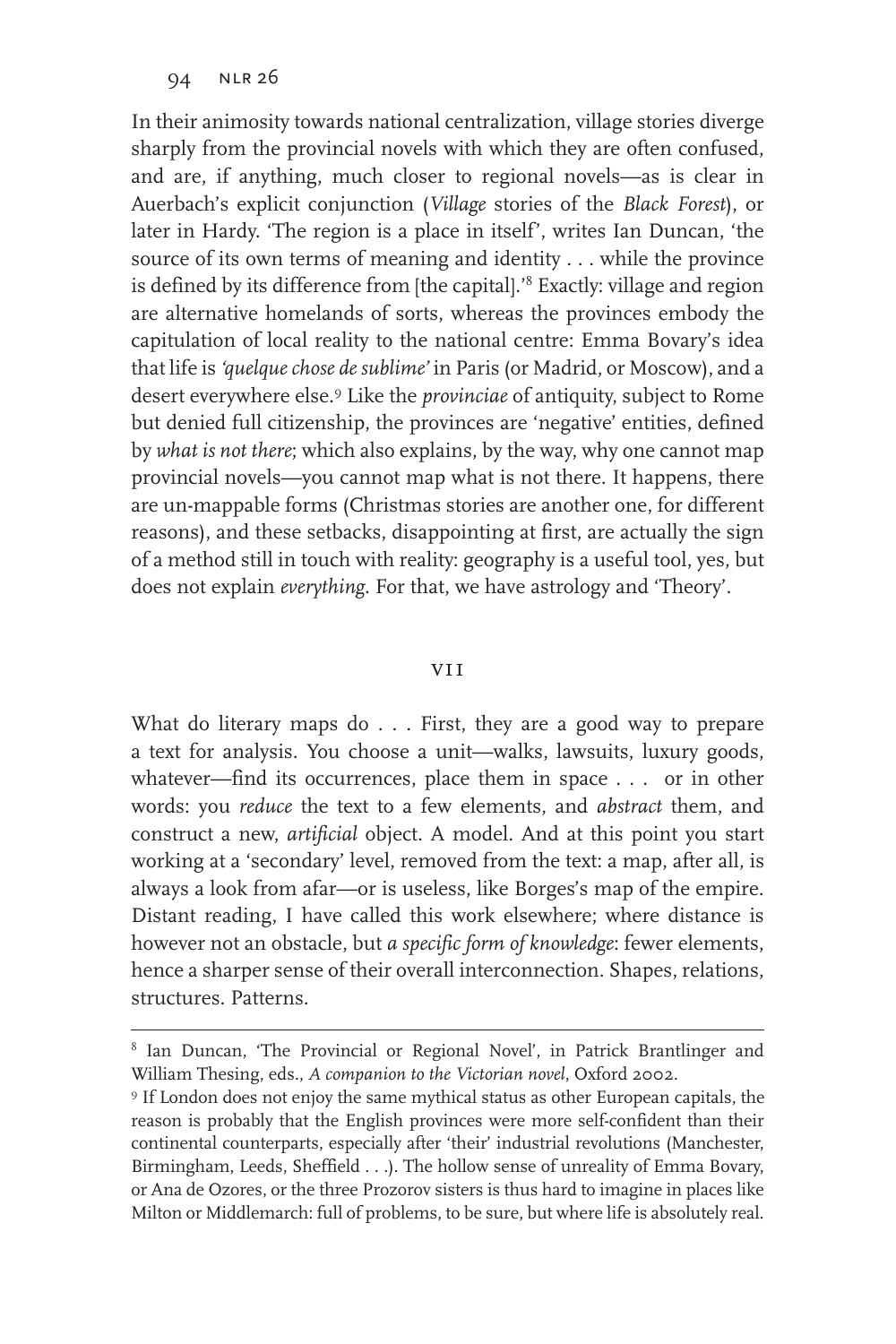In their animosity towards national centralization, village stories diverge sharply from the provincial novels with which they are often confused, and are, if anything, much closer to regional novels—as is clear in Auerbach's explicit conjunction (*Village* stories of the *Black Forest*), or later in Hardy. 'The region is a place in itself', writes Ian Duncan, 'the source of its own terms of meaning and identity . . . while the province is defined by its difference from [the capital].'[8] Exactly: village and region are alternative homelands of sorts, whereas the provinces embody the capitulation of local reality to the national centre: Emma Bovary's idea that life is *'quelque chose de sublime'* in Paris (or Madrid, or Moscow), and a desert everywhere else.[9] Like the *provinciae* of antiquity, subject to Rome but denied full citizenship, the provinces are 'negative' entities, defined by *what is not there*; which also explains, by the way, why one cannot map provincial novels—you cannot map what is not there. It happens, there are un-mappable forms (Christmas stories are another one, for different reasons), and these setbacks, disappointing at first, are actually the sign of a method still in touch with reality: geography is a useful tool, yes, but does not explain *everything*. For that, we have astrology and 'Theory'.

## VII

What do literary maps do . . . First, they are a good way to prepare a text for analysis. You choose a unit—walks, lawsuits, luxury goods, whatever—find its occurrences, place them in space . . . or in other words: you *reduce* the text to a few elements, and *abstract* them, and construct a new, *artificial* object. A model. And at this point you start working at a 'secondary' level, removed from the text: a map, after all, is always a look from afar—or is useless, like Borges's map of the empire. Distant reading, I have called this work elsewhere; where distance is however not an obstacle, but *a specific form of knowledge*: fewer elements, hence a sharper sense of their overall interconnection. Shapes, relations, structures. Patterns.

---

[8] Ian Duncan, 'The Provincial or Regional Novel', in Patrick Brantlinger and William Thesing, eds., *A companion to the Victorian novel*, Oxford 2002.

[9] If London does not enjoy the same mythical status as other European capitals, the reason is probably that the English provinces were more self-confident than their continental counterparts, especially after 'their' industrial revolutions (Manchester, Birmingham, Leeds, Sheffield . . .). The hollow sense of unreality of Emma Bovary, or Ana de Ozores, or the three Prozorov sisters is thus hard to imagine in places like Milton or Middlemarch: full of problems, to be sure, but where life is absolutely real.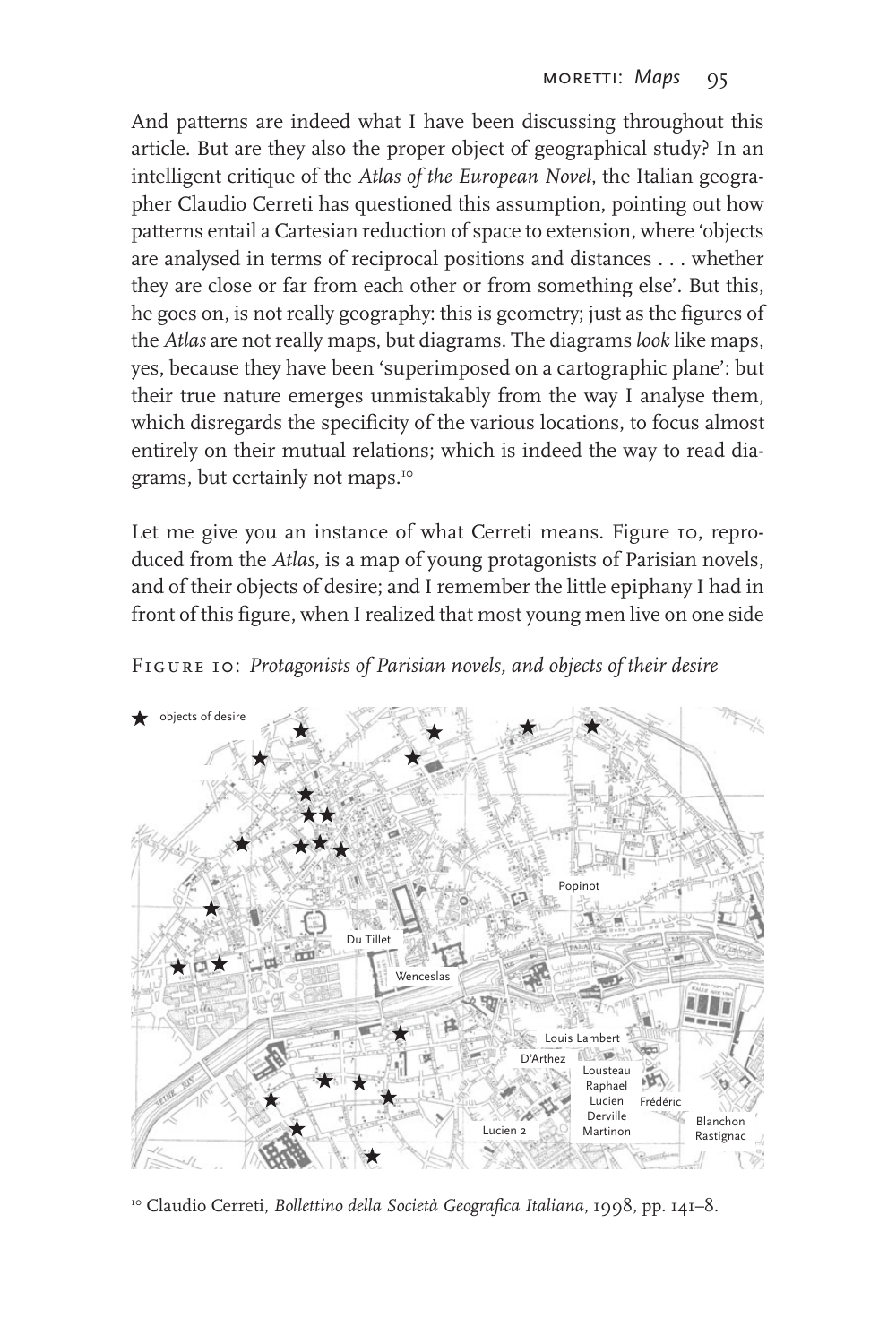And patterns are indeed what I have been discussing throughout this article. But are they also the proper object of geographical study? In an intelligent critique of the *Atlas of the European Novel*, the Italian geographer Claudio Cerreti has questioned this assumption, pointing out how patterns entail a Cartesian reduction of space to extension, where 'objects are analysed in terms of reciprocal positions and distances . . . whether they are close or far from each other or from something else'. But this, he goes on, is not really geography: this is geometry; just as the figures of the *Atlas* are not really maps, but diagrams. The diagrams *look* like maps, yes, because they have been 'superimposed on a cartographic plane': but their true nature emerges unmistakably from the way I analyse them, which disregards the specificity of the various locations, to focus almost entirely on their mutual relations; which is indeed the way to read diagrams, but certainly not maps.[10]

Let me give you an instance of what Cerreti means. Figure 10, reproduced from the *Atlas*, is a map of young protagonists of Parisian novels, and of their objects of desire; and I remember the little epiphany I had in front of this figure, when I realized that most young men live on one side

FIGURE 10: *Protagonists of Parisian novels, and objects of their desire*

[10] Claudio Cerreti, *Bollettino della Società Geografica Italiana*, 1998, pp. 141–8.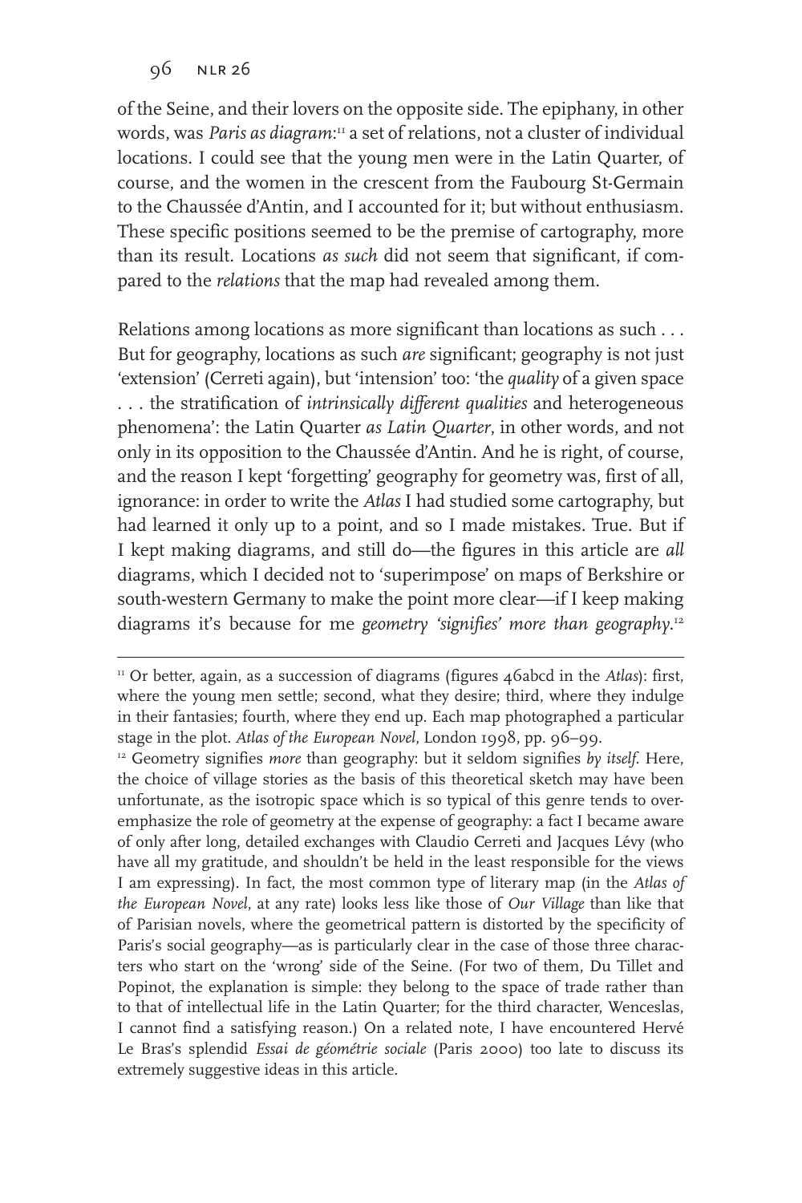of the Seine, and their lovers on the opposite side. The epiphany, in other words, was *Paris as diagram*:[11] a set of relations, not a cluster of individual locations. I could see that the young men were in the Latin Quarter, of course, and the women in the crescent from the Faubourg St-Germain to the Chaussée d'Antin, and I accounted for it; but without enthusiasm. These specific positions seemed to be the premise of cartography, more than its result. Locations *as such* did not seem that significant, if compared to the *relations* that the map had revealed among them.

Relations among locations as more significant than locations as such . . . But for geography, locations as such *are* significant; geography is not just 'extension' (Cerreti again), but 'intension' too: 'the *quality* of a given space . . . the stratification of *intrinsically different qualities* and heterogeneous phenomena': the Latin Quarter *as Latin Quarter*, in other words, and not only in its opposition to the Chaussée d'Antin. And he is right, of course, and the reason I kept 'forgetting' geography for geometry was, first of all, ignorance: in order to write the *Atlas* I had studied some cartography, but had learned it only up to a point, and so I made mistakes. True. But if I kept making diagrams, and still do—the figures in this article are *all* diagrams, which I decided not to 'superimpose' on maps of Berkshire or south-western Germany to make the point more clear—if I keep making diagrams it's because for me *geometry 'signifies' more than geography*.[12]

---

[11] Or better, again, as a succession of diagrams (figures 46abcd in the *Atlas*): first, where the young men settle; second, what they desire; third, where they indulge in their fantasies; fourth, where they end up. Each map photographed a particular stage in the plot. *Atlas of the European Novel*, London 1998, pp. 96–99.

[12] Geometry signifies *more* than geography: but it seldom signifies *by itself*. Here, the choice of village stories as the basis of this theoretical sketch may have been unfortunate, as the isotropic space which is so typical of this genre tends to overemphasize the role of geometry at the expense of geography: a fact I became aware of only after long, detailed exchanges with Claudio Cerreti and Jacques Lévy (who have all my gratitude, and shouldn't be held in the least responsible for the views I am expressing). In fact, the most common type of literary map (in the *Atlas of the European Novel*, at any rate) looks less like those of *Our Village* than like that of Parisian novels, where the geometrical pattern is distorted by the specificity of Paris's social geography—as is particularly clear in the case of those three characters who start on the 'wrong' side of the Seine. (For two of them, Du Tillet and Popinot, the explanation is simple: they belong to the space of trade rather than to that of intellectual life in the Latin Quarter; for the third character, Wenceslas, I cannot find a satisfying reason.) On a related note, I have encountered Hervé Le Bras's splendid *Essai de géométrie sociale* (Paris 2000) too late to discuss its extremely suggestive ideas in this article.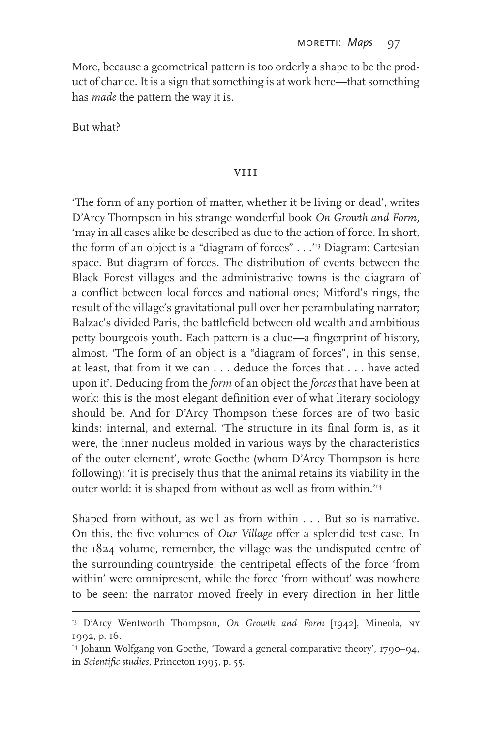More, because a geometrical pattern is too orderly a shape to be the product of chance. It is a sign that something is at work here—that something has *made* the pattern the way it is.

But what?

## VIII

'The form of any portion of matter, whether it be living or dead', writes D'Arcy Thompson in his strange wonderful book *On Growth and Form,* 'may in all cases alike be described as due to the action of force. In short, the form of an object is a "diagram of forces" . . .'[13] Diagram: Cartesian space. But diagram of forces. The distribution of events between the Black Forest villages and the administrative towns is the diagram of a conflict between local forces and national ones; Mitford's rings, the result of the village's gravitational pull over her perambulating narrator; Balzac's divided Paris, the battlefield between old wealth and ambitious petty bourgeois youth. Each pattern is a clue—a fingerprint of history, almost. 'The form of an object is a "diagram of forces", in this sense, at least, that from it we can . . . deduce the forces that . . . have acted upon it'. Deducing from the *form* of an object the *forces* that have been at work: this is the most elegant definition ever of what literary sociology should be. And for D'Arcy Thompson these forces are of two basic kinds: internal, and external. 'The structure in its final form is, as it were, the inner nucleus molded in various ways by the characteristics of the outer element', wrote Goethe (whom D'Arcy Thompson is here following): 'it is precisely thus that the animal retains its viability in the outer world: it is shaped from without as well as from within.'[14]

Shaped from without, as well as from within . . . But so is narrative. On this, the five volumes of *Our Village* offer a splendid test case. In the 1824 volume, remember, the village was the undisputed centre of the surrounding countryside: the centripetal effects of the force 'from within' were omnipresent, while the force 'from without' was nowhere to be seen: the narrator moved freely in every direction in her little

---

[13] D'Arcy Wentworth Thompson, *On Growth and Form* [1942], Mineola, NY 1992, p. 16.

[14] Johann Wolfgang von Goethe, 'Toward a general comparative theory', 1790–94, in *Scientific studies*, Princeton 1995, p. 55.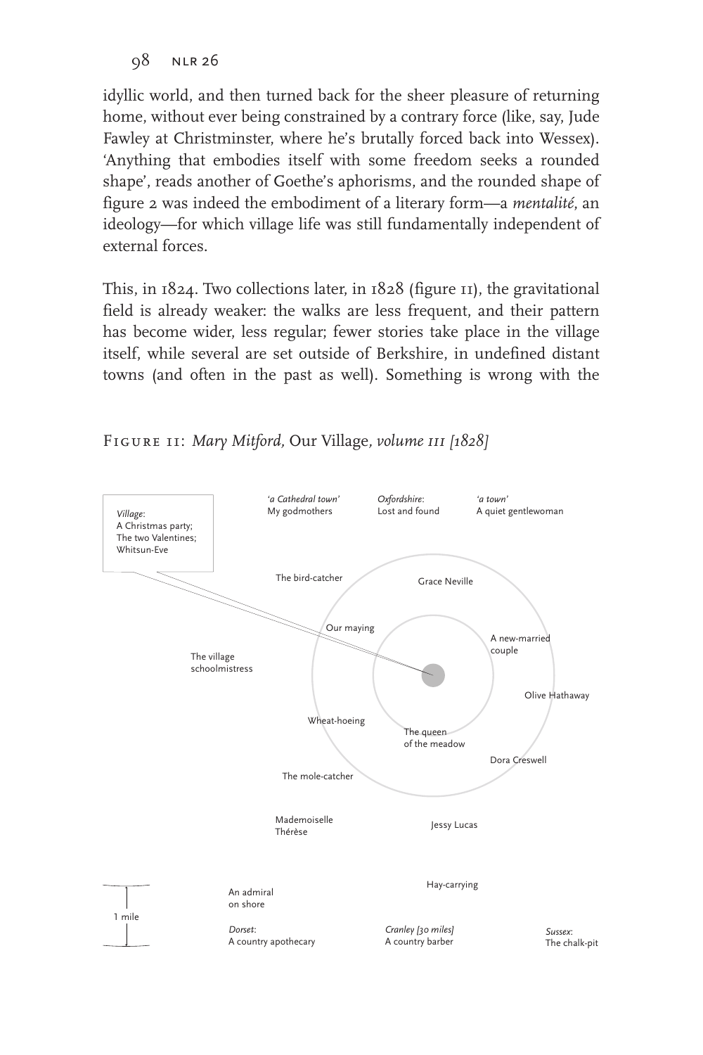idyllic world, and then turned back for the sheer pleasure of returning home, without ever being constrained by a contrary force (like, say, Jude Fawley at Christminster, where he's brutally forced back into Wessex). 'Anything that embodies itself with some freedom seeks a rounded shape', reads another of Goethe's aphorisms, and the rounded shape of figure 2 was indeed the embodiment of a literary form—a *mentalité*, an ideology—for which village life was still fundamentally independent of external forces.

This, in 1824. Two collections later, in 1828 (figure 11), the gravitational field is already weaker: the walks are less frequent, and their pattern has become wider, less regular; fewer stories take place in the village itself, while several are set outside of Berkshire, in undefined distant towns (and often in the past as well). Something is wrong with the

Figure 11: *Mary Mitford,* Our Village*, volume III [1828]*

*Village*:
A Christmas party;
The two Valentines;
Whitsun-Eve

*'a Cathedral town'*: My godmothers

*Oxfordshire*: Lost and found

*'a town'*: A quiet gentlewoman

The bird-catcher

Grace Neville

Our maying

A new-married couple

The village schoolmistress

Olive Hathaway

Wheat-hoeing

The queen of the meadow

Dora Creswell

The mole-catcher

Mademoiselle Thérèse

Jessy Lucas

Hay-carrying

An admiral on shore

1 mile

*Dorset*: A country apothecary

*Cranley [30 miles]*: A country barber

*Sussex*: The chalk-pit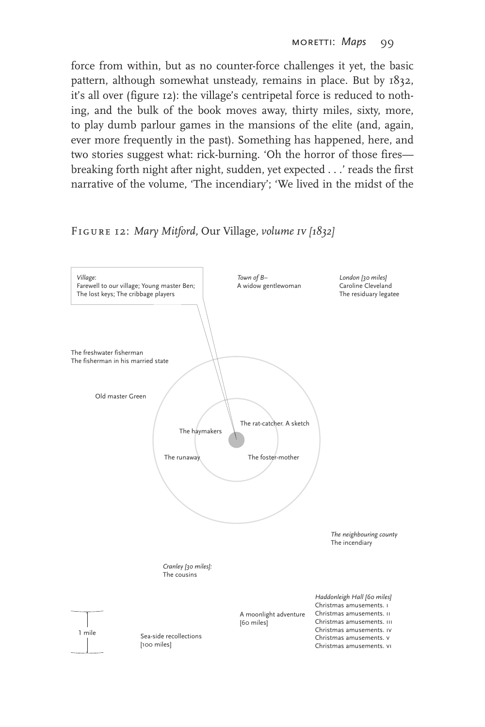force from within, but as no counter-force challenges it yet, the basic pattern, although somewhat unsteady, remains in place. But by 1832, it's all over (figure 12): the village's centripetal force is reduced to nothing, and the bulk of the book moves away, thirty miles, sixty, more, to play dumb parlour games in the mansions of the elite (and, again, ever more frequently in the past). Something has happened, here, and two stories suggest what: rick-burning. 'Oh the horror of those fires—breaking forth night after night, sudden, yet expected . . .' reads the first narrative of the volume, 'The incendiary'; 'We lived in the midst of the

Figure 12: *Mary Mitford,* Our Village, *volume iv [1832]*

*Village*:
Farewell to our village; Young master Ben; The lost keys; The cribbage players

*Town of B–*
A widow gentlewoman

*London [30 miles]*
Caroline Cleveland
The residuary legatee

The freshwater fisherman
The fisherman in his married state

Old master Green

The rat-catcher. A sketch

The haymakers

The runaway

The foster-mother

*The neighbouring county*
The incendiary

*Cranley [30 miles]:*
The cousins

*Haddonleigh Hall [60 miles]*
Christmas amusements. i
Christmas amusements. ii
Christmas amusements. iii
Christmas amusements. iv
Christmas amusements. v
Christmas amusements. vi

A moonlight adventure
[60 miles]

Sea-side recollections
[100 miles]

1 mile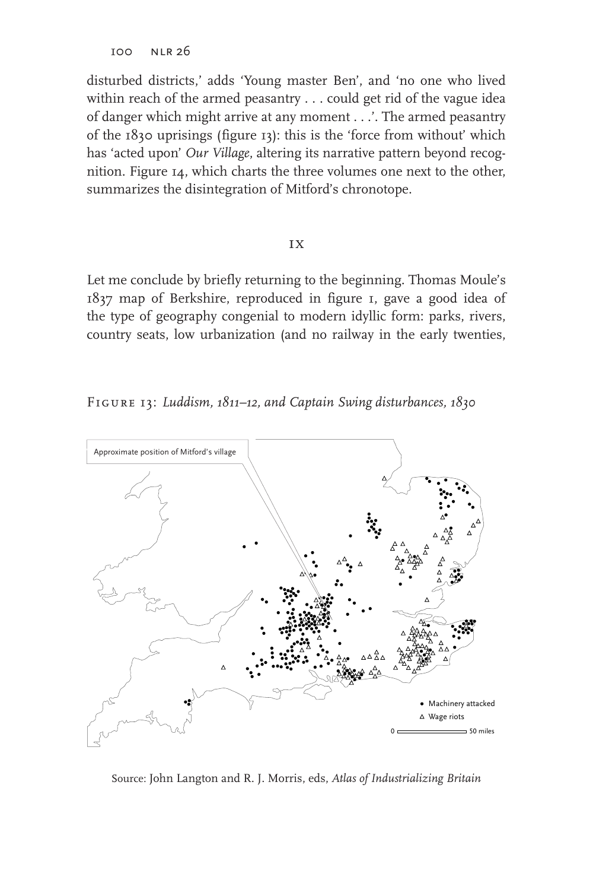disturbed districts,' adds 'Young master Ben', and 'no one who lived within reach of the armed peasantry . . . could get rid of the vague idea of danger which might arrive at any moment . . .'. The armed peasantry of the 1830 uprisings (figure 13): this is the 'force from without' which has 'acted upon' *Our Village*, altering its narrative pattern beyond recognition. Figure 14, which charts the three volumes one next to the other, summarizes the disintegration of Mitford's chronotope.

## IX

Let me conclude by briefly returning to the beginning. Thomas Moule's 1837 map of Berkshire, reproduced in figure 1, gave a good idea of the type of geography congenial to modern idyllic form: parks, rivers, country seats, low urbanization (and no railway in the early twenties,

FIGURE 13: *Luddism, 1811–12, and Captain Swing disturbances, 1830*

Approximate position of Mitford's village

• Machinery attacked
△ Wage riots
0 — 50 miles

Source: John Langton and R. J. Morris, eds, *Atlas of Industrializing Britain*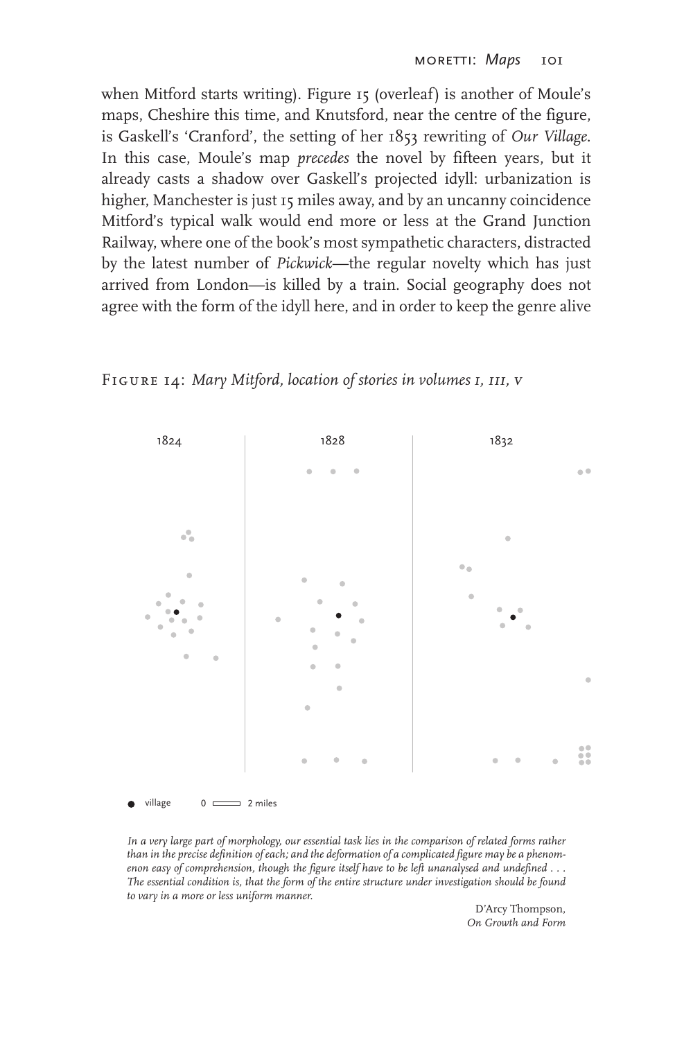when Mitford starts writing). Figure 15 (overleaf) is another of Moule's maps, Cheshire this time, and Knutsford, near the centre of the figure, is Gaskell's 'Cranford', the setting of her 1853 rewriting of *Our Village*. In this case, Moule's map *precedes* the novel by fifteen years, but it already casts a shadow over Gaskell's projected idyll: urbanization is higher, Manchester is just 15 miles away, and by an uncanny coincidence Mitford's typical walk would end more or less at the Grand Junction Railway, where one of the book's most sympathetic characters, distracted by the latest number of *Pickwick*—the regular novelty which has just arrived from London—is killed by a train. Social geography does not agree with the form of the idyll here, and in order to keep the genre alive

FIGURE 14: *Mary Mitford, location of stories in volumes I, III, V*

1824 1828 1832

● village 0 ▭ 2 miles

*In a very large part of morphology, our essential task lies in the comparison of related forms rather than in the precise definition of each; and the deformation of a complicated figure may be a phenomenon easy of comprehension, though the figure itself have to be left unanalysed and undefined . . . The essential condition is, that the form of the entire structure under investigation should be found to vary in a more or less uniform manner.*

D'Arcy Thompson,
*On Growth and Form*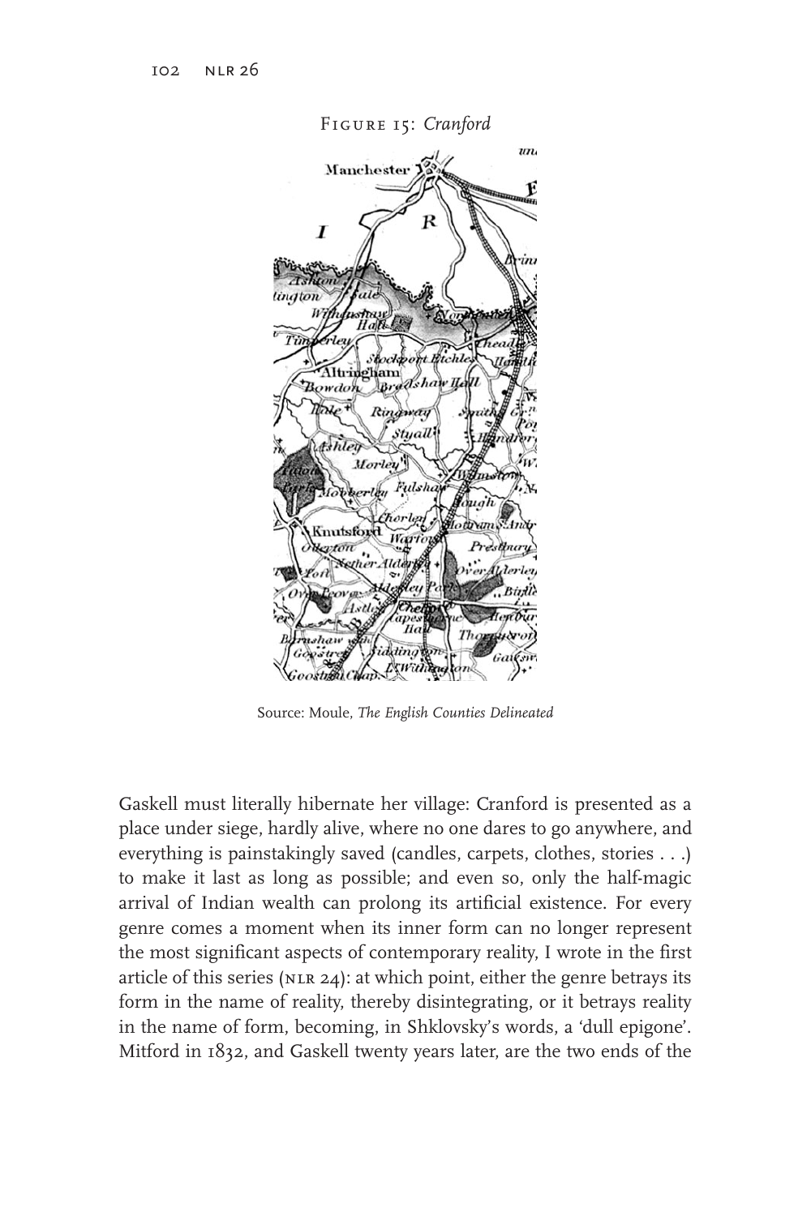Figure 15: *Cranford*

Source: Moule, *The English Counties Delineated*

Gaskell must literally hibernate her village: Cranford is presented as a place under siege, hardly alive, where no one dares to go anywhere, and everything is painstakingly saved (candles, carpets, clothes, stories . . .) to make it last as long as possible; and even so, only the half-magic arrival of Indian wealth can prolong its artificial existence. For every genre comes a moment when its inner form can no longer represent the most significant aspects of contemporary reality, I wrote in the first article of this series (NLR 24): at which point, either the genre betrays its form in the name of reality, thereby disintegrating, or it betrays reality in the name of form, becoming, in Shklovsky's words, a 'dull epigone'. Mitford in 1832, and Gaskell twenty years later, are the two ends of the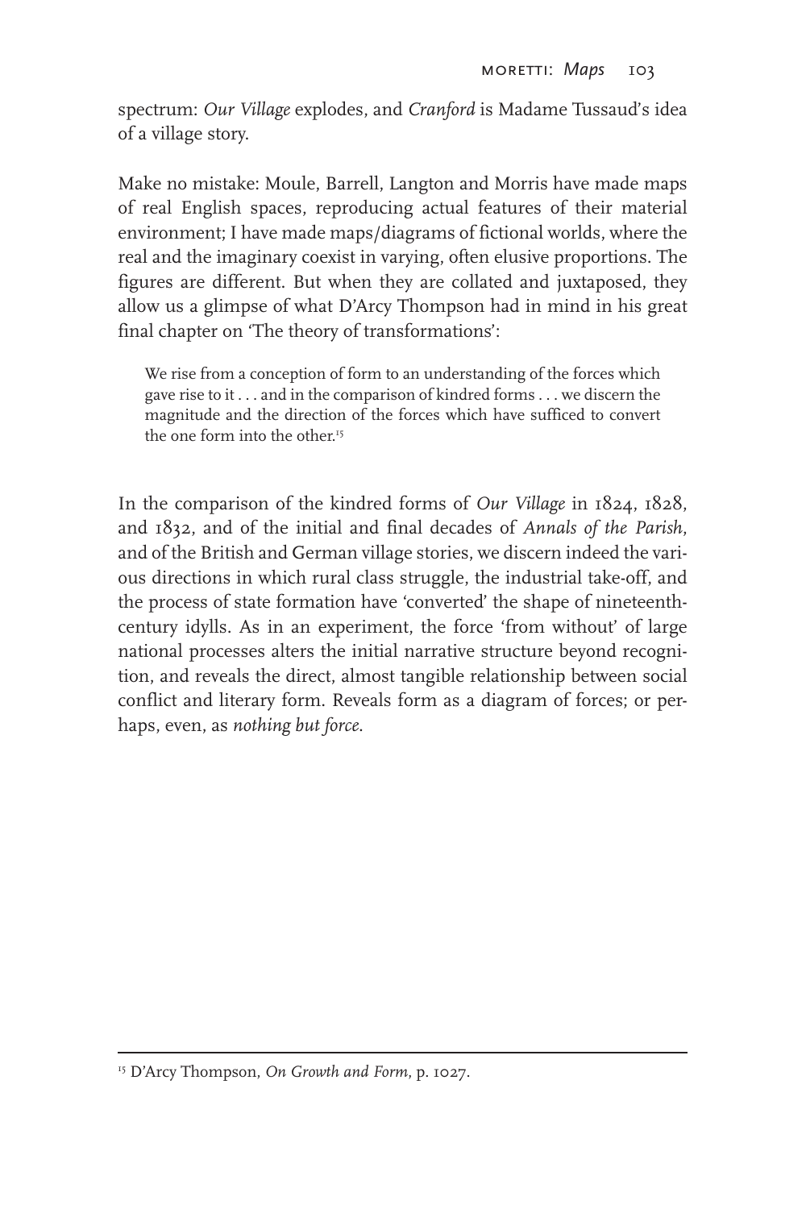spectrum: *Our Village* explodes, and *Cranford* is Madame Tussaud's idea of a village story.

Make no mistake: Moule, Barrell, Langton and Morris have made maps of real English spaces, reproducing actual features of their material environment; I have made maps/diagrams of fictional worlds, where the real and the imaginary coexist in varying, often elusive proportions. The figures are different. But when they are collated and juxtaposed, they allow us a glimpse of what D'Arcy Thompson had in mind in his great final chapter on 'The theory of transformations':

> We rise from a conception of form to an understanding of the forces which gave rise to it . . . and in the comparison of kindred forms . . . we discern the magnitude and the direction of the forces which have sufficed to convert the one form into the other.[15]

In the comparison of the kindred forms of *Our Village* in 1824, 1828, and 1832, and of the initial and final decades of *Annals of the Parish*, and of the British and German village stories, we discern indeed the various directions in which rural class struggle, the industrial take-off, and the process of state formation have 'converted' the shape of nineteenth-century idylls. As in an experiment, the force 'from without' of large national processes alters the initial narrative structure beyond recognition, and reveals the direct, almost tangible relationship between social conflict and literary form. Reveals form as a diagram of forces; or perhaps, even, as *nothing but force*.

[15] D'Arcy Thompson, *On Growth and Form*, p. 1027.